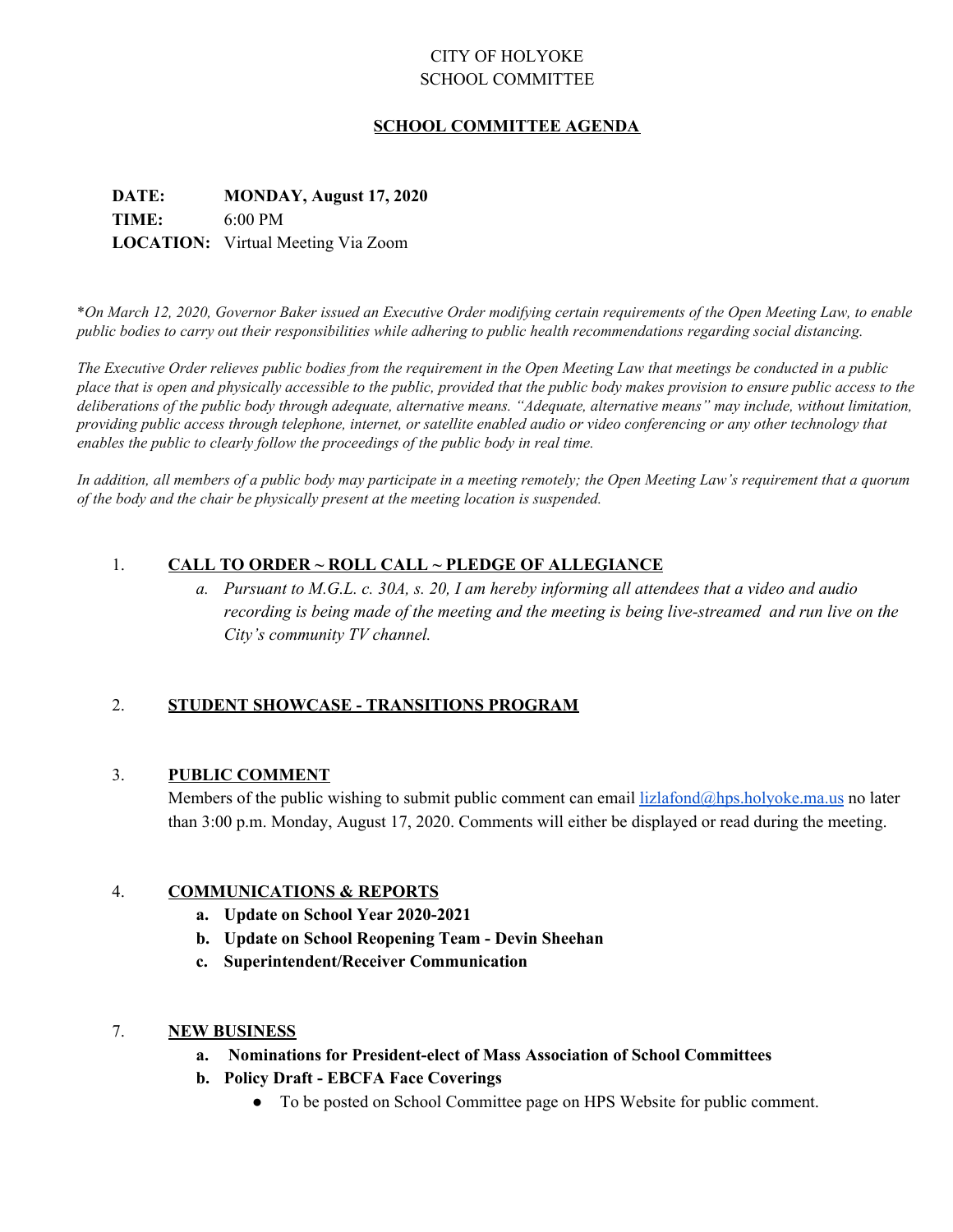CITY OF HOLYOKE
SCHOOL COMMITTEE

**SCHOOL COMMITTEE AGENDA**

**DATE:** **MONDAY, August 17, 2020**
**TIME:** 6:00 PM
**LOCATION:** Virtual Meeting Via Zoom

*\*On March 12, 2020, Governor Baker issued an Executive Order modifying certain requirements of the Open Meeting Law, to enable public bodies to carry out their responsibilities while adhering to public health recommendations regarding social distancing.*

*The Executive Order relieves public bodies from the requirement in the Open Meeting Law that meetings be conducted in a public place that is open and physically accessible to the public, provided that the public body makes provision to ensure public access to the deliberations of the public body through adequate, alternative means. "Adequate, alternative means" may include, without limitation, providing public access through telephone, internet, or satellite enabled audio or video conferencing or any other technology that enables the public to clearly follow the proceedings of the public body in real time.*

*In addition, all members of a public body may participate in a meeting remotely; the Open Meeting Law's requirement that a quorum of the body and the chair be physically present at the meeting location is suspended.*

1. **CALL TO ORDER ~ ROLL CALL ~ PLEDGE OF ALLEGIANCE**
   a. *Pursuant to M.G.L. c. 30A, s. 20, I am hereby informing all attendees that a video and audio recording is being made of the meeting and the meeting is being live-streamed and run live on the City's community TV channel.*

2. **STUDENT SHOWCASE - TRANSITIONS PROGRAM**

3. **PUBLIC COMMENT**
   Members of the public wishing to submit public comment can email lizlafond@hps.holyoke.ma.us no later than 3:00 p.m. Monday, August 17, 2020. Comments will either be displayed or read during the meeting.

4. **COMMUNICATIONS & REPORTS**
   a. **Update on School Year 2020-2021**
   b. **Update on School Reopening Team - Devin Sheehan**
   c. **Superintendent/Receiver Communication**

7. **NEW BUSINESS**
   a. **Nominations for President-elect of Mass Association of School Committees**
   b. **Policy Draft - EBCFA Face Coverings**
      - To be posted on School Committee page on HPS Website for public comment.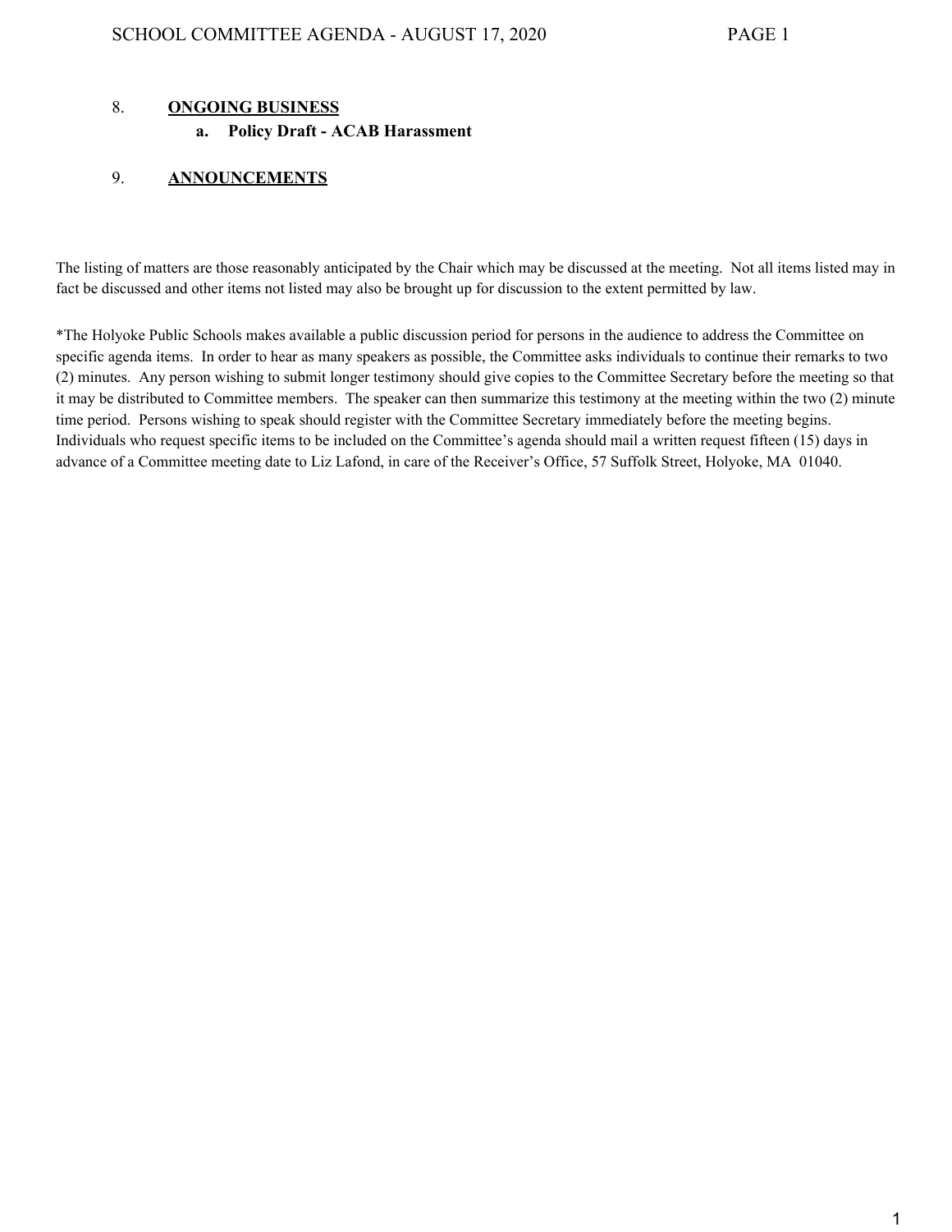8. **ONGOING BUSINESS**
   - **a. Policy Draft - ACAB Harassment**

9. **ANNOUNCEMENTS**

The listing of matters are those reasonably anticipated by the Chair which may be discussed at the meeting. Not all items listed may in fact be discussed and other items not listed may also be brought up for discussion to the extent permitted by law.

*The Holyoke Public Schools makes available a public discussion period for persons in the audience to address the Committee on specific agenda items. In order to hear as many speakers as possible, the Committee asks individuals to continue their remarks to two (2) minutes. Any person wishing to submit longer testimony should give copies to the Committee Secretary before the meeting so that it may be distributed to Committee members. The speaker can then summarize this testimony at the meeting within the two (2) minute time period. Persons wishing to speak should register with the Committee Secretary immediately before the meeting begins. Individuals who request specific items to be included on the Committee's agenda should mail a written request fifteen (15) days in advance of a Committee meeting date to Liz Lafond, in care of the Receiver's Office, 57 Suffolk Street, Holyoke, MA 01040.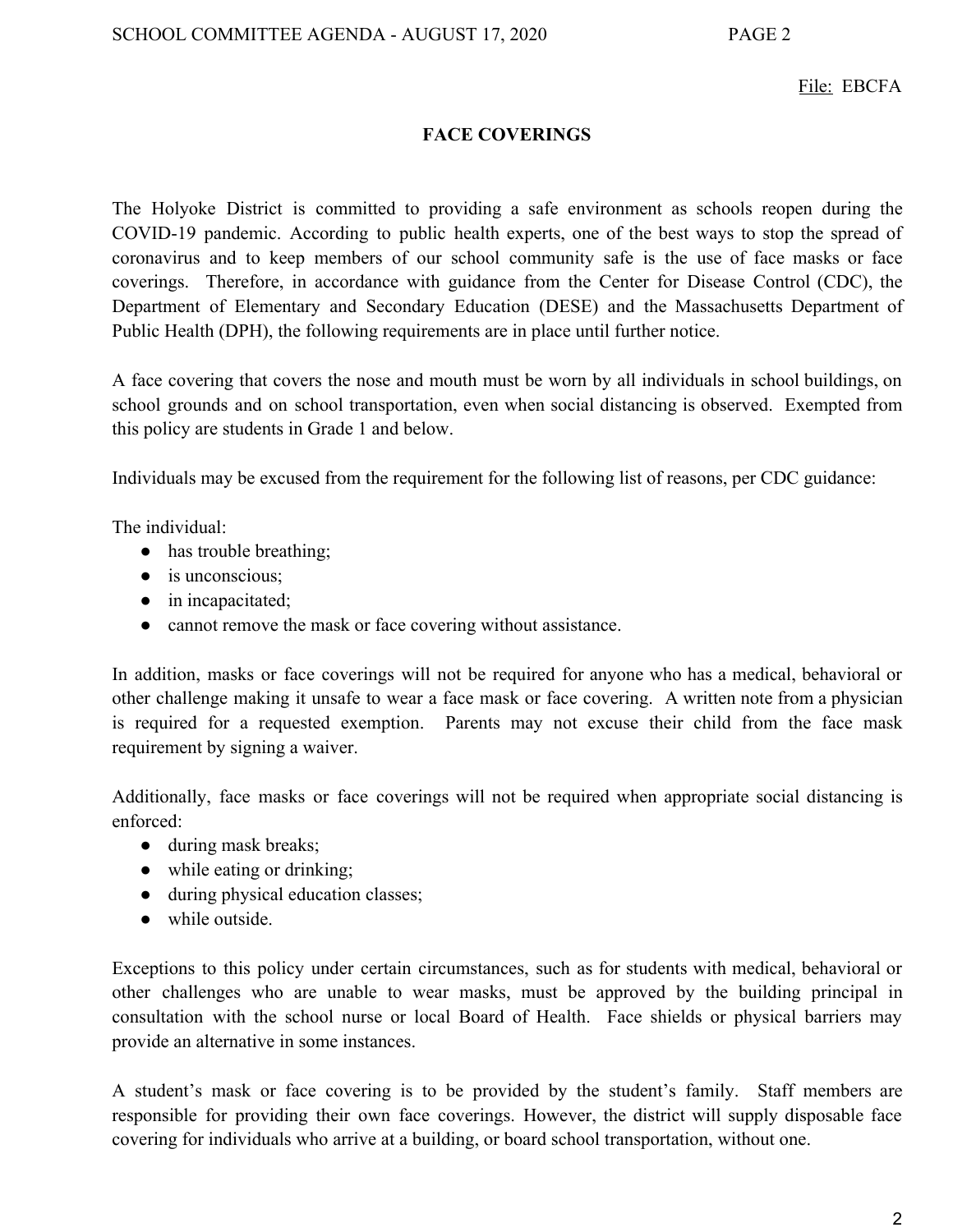File: EBCFA

## FACE COVERINGS

The Holyoke District is committed to providing a safe environment as schools reopen during the COVID-19 pandemic. According to public health experts, one of the best ways to stop the spread of coronavirus and to keep members of our school community safe is the use of face masks or face coverings. Therefore, in accordance with guidance from the Center for Disease Control (CDC), the Department of Elementary and Secondary Education (DESE) and the Massachusetts Department of Public Health (DPH), the following requirements are in place until further notice.

A face covering that covers the nose and mouth must be worn by all individuals in school buildings, on school grounds and on school transportation, even when social distancing is observed. Exempted from this policy are students in Grade 1 and below.

Individuals may be excused from the requirement for the following list of reasons, per CDC guidance:

The individual:

- has trouble breathing;
- is unconscious;
- in incapacitated;
- cannot remove the mask or face covering without assistance.

In addition, masks or face coverings will not be required for anyone who has a medical, behavioral or other challenge making it unsafe to wear a face mask or face covering. A written note from a physician is required for a requested exemption. Parents may not excuse their child from the face mask requirement by signing a waiver.

Additionally, face masks or face coverings will not be required when appropriate social distancing is enforced:

- during mask breaks;
- while eating or drinking;
- during physical education classes;
- while outside.

Exceptions to this policy under certain circumstances, such as for students with medical, behavioral or other challenges who are unable to wear masks, must be approved by the building principal in consultation with the school nurse or local Board of Health. Face shields or physical barriers may provide an alternative in some instances.

A student's mask or face covering is to be provided by the student's family. Staff members are responsible for providing their own face coverings. However, the district will supply disposable face covering for individuals who arrive at a building, or board school transportation, without one.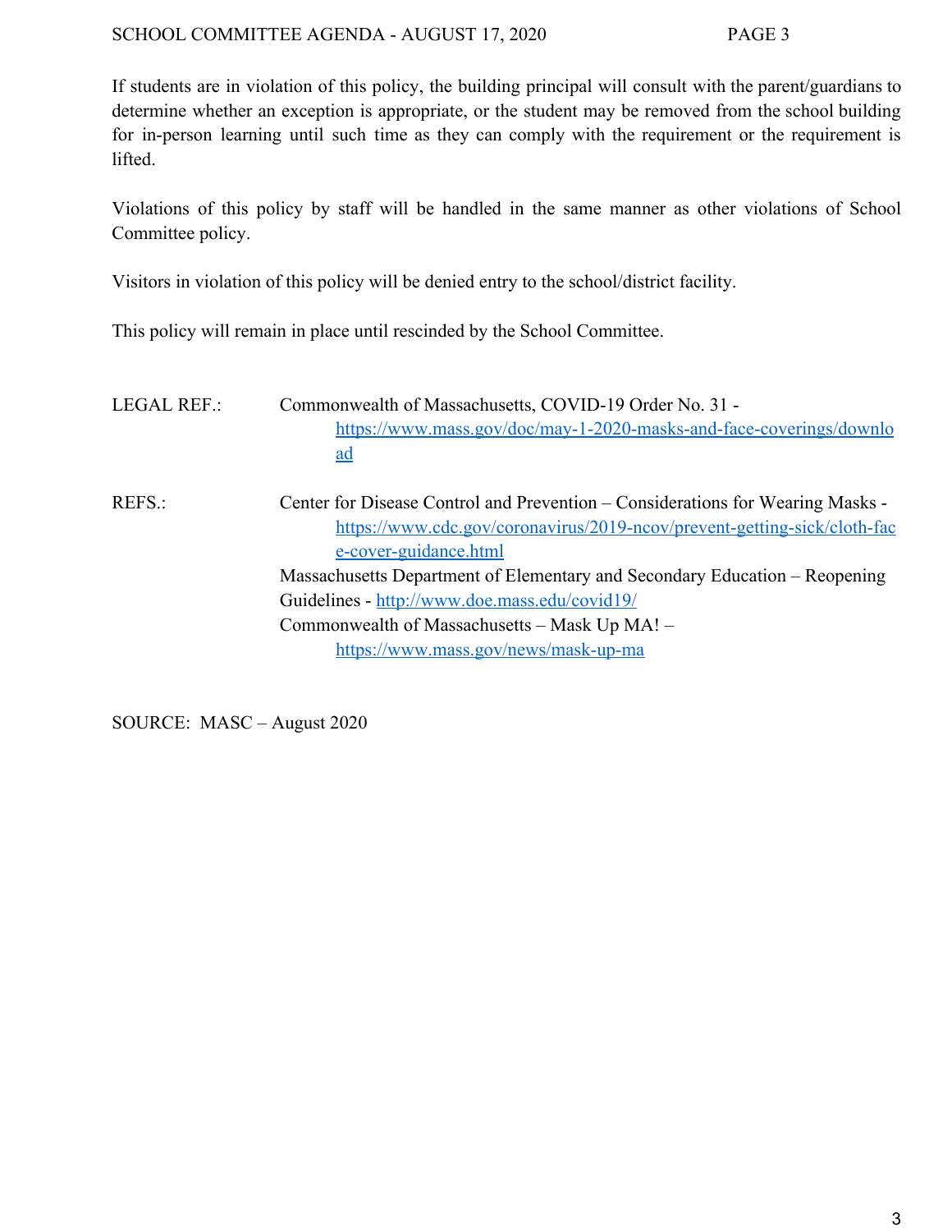If students are in violation of this policy, the building principal will consult with the parent/guardians to determine whether an exception is appropriate, or the student may be removed from the school building for in-person learning until such time as they can comply with the requirement or the requirement is lifted.

Violations of this policy by staff will be handled in the same manner as other violations of School Committee policy.

Visitors in violation of this policy will be denied entry to the school/district facility.

This policy will remain in place until rescinded by the School Committee.

LEGAL REF.: Commonwealth of Massachusetts, COVID-19 Order No. 31 - https://www.mass.gov/doc/may-1-2020-masks-and-face-coverings/download

REFS.: Center for Disease Control and Prevention – Considerations for Wearing Masks - https://www.cdc.gov/coronavirus/2019-ncov/prevent-getting-sick/cloth-face-cover-guidance.html

Massachusetts Department of Elementary and Secondary Education – Reopening Guidelines - http://www.doe.mass.edu/covid19/

Commonwealth of Massachusetts – Mask Up MA! – https://www.mass.gov/news/mask-up-ma

SOURCE: MASC – August 2020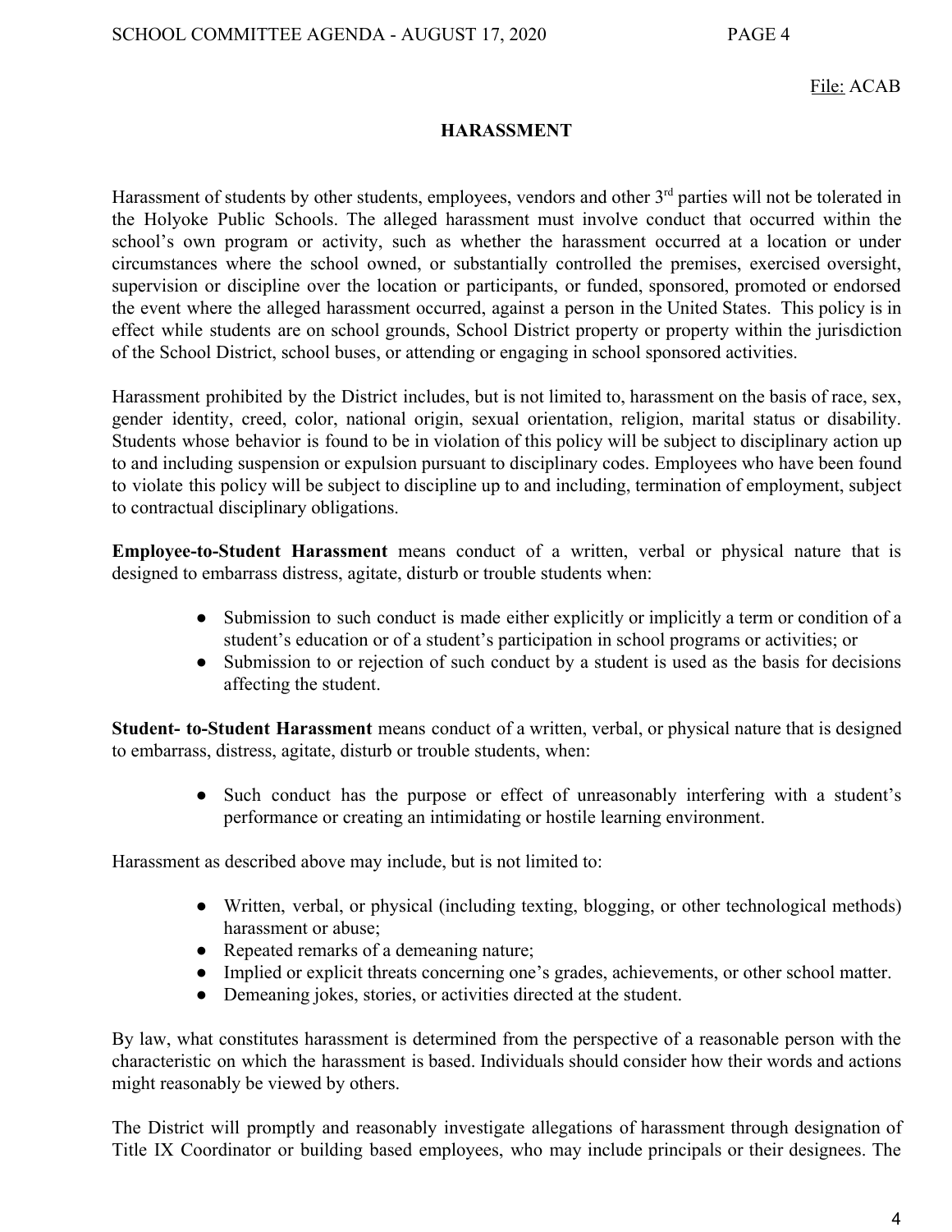File: ACAB

## HARASSMENT

Harassment of students by other students, employees, vendors and other 3rd parties will not be tolerated in the Holyoke Public Schools. The alleged harassment must involve conduct that occurred within the school's own program or activity, such as whether the harassment occurred at a location or under circumstances where the school owned, or substantially controlled the premises, exercised oversight, supervision or discipline over the location or participants, or funded, sponsored, promoted or endorsed the event where the alleged harassment occurred, against a person in the United States. This policy is in effect while students are on school grounds, School District property or property within the jurisdiction of the School District, school buses, or attending or engaging in school sponsored activities.

Harassment prohibited by the District includes, but is not limited to, harassment on the basis of race, sex, gender identity, creed, color, national origin, sexual orientation, religion, marital status or disability. Students whose behavior is found to be in violation of this policy will be subject to disciplinary action up to and including suspension or expulsion pursuant to disciplinary codes. Employees who have been found to violate this policy will be subject to discipline up to and including, termination of employment, subject to contractual disciplinary obligations.

**Employee-to-Student Harassment** means conduct of a written, verbal or physical nature that is designed to embarrass distress, agitate, disturb or trouble students when:

- Submission to such conduct is made either explicitly or implicitly a term or condition of a student's education or of a student's participation in school programs or activities; or
- Submission to or rejection of such conduct by a student is used as the basis for decisions affecting the student.

**Student- to-Student Harassment** means conduct of a written, verbal, or physical nature that is designed to embarrass, distress, agitate, disturb or trouble students, when:

- Such conduct has the purpose or effect of unreasonably interfering with a student's performance or creating an intimidating or hostile learning environment.

Harassment as described above may include, but is not limited to:

- Written, verbal, or physical (including texting, blogging, or other technological methods) harassment or abuse;
- Repeated remarks of a demeaning nature;
- Implied or explicit threats concerning one's grades, achievements, or other school matter.
- Demeaning jokes, stories, or activities directed at the student.

By law, what constitutes harassment is determined from the perspective of a reasonable person with the characteristic on which the harassment is based. Individuals should consider how their words and actions might reasonably be viewed by others.

The District will promptly and reasonably investigate allegations of harassment through designation of Title IX Coordinator or building based employees, who may include principals or their designees. The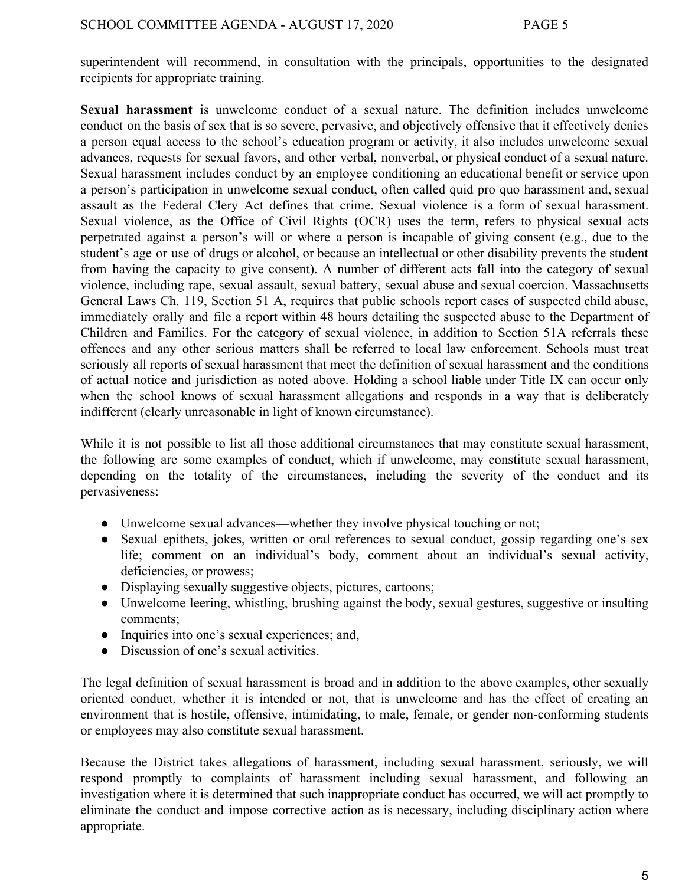superintendent will recommend, in consultation with the principals, opportunities to the designated recipients for appropriate training.

**Sexual harassment** is unwelcome conduct of a sexual nature. The definition includes unwelcome conduct on the basis of sex that is so severe, pervasive, and objectively offensive that it effectively denies a person equal access to the school's education program or activity, it also includes unwelcome sexual advances, requests for sexual favors, and other verbal, nonverbal, or physical conduct of a sexual nature. Sexual harassment includes conduct by an employee conditioning an educational benefit or service upon a person's participation in unwelcome sexual conduct, often called quid pro quo harassment and, sexual assault as the Federal Clery Act defines that crime. Sexual violence is a form of sexual harassment. Sexual violence, as the Office of Civil Rights (OCR) uses the term, refers to physical sexual acts perpetrated against a person's will or where a person is incapable of giving consent (e.g., due to the student's age or use of drugs or alcohol, or because an intellectual or other disability prevents the student from having the capacity to give consent). A number of different acts fall into the category of sexual violence, including rape, sexual assault, sexual battery, sexual abuse and sexual coercion. Massachusetts General Laws Ch. 119, Section 51 A, requires that public schools report cases of suspected child abuse, immediately orally and file a report within 48 hours detailing the suspected abuse to the Department of Children and Families. For the category of sexual violence, in addition to Section 51A referrals these offences and any other serious matters shall be referred to local law enforcement. Schools must treat seriously all reports of sexual harassment that meet the definition of sexual harassment and the conditions of actual notice and jurisdiction as noted above. Holding a school liable under Title IX can occur only when the school knows of sexual harassment allegations and responds in a way that is deliberately indifferent (clearly unreasonable in light of known circumstance).

While it is not possible to list all those additional circumstances that may constitute sexual harassment, the following are some examples of conduct, which if unwelcome, may constitute sexual harassment, depending on the totality of the circumstances, including the severity of the conduct and its pervasiveness:

- Unwelcome sexual advances—whether they involve physical touching or not;
- Sexual epithets, jokes, written or oral references to sexual conduct, gossip regarding one's sex life; comment on an individual's body, comment about an individual's sexual activity, deficiencies, or prowess;
- Displaying sexually suggestive objects, pictures, cartoons;
- Unwelcome leering, whistling, brushing against the body, sexual gestures, suggestive or insulting comments;
- Inquiries into one's sexual experiences; and,
- Discussion of one's sexual activities.

The legal definition of sexual harassment is broad and in addition to the above examples, other sexually oriented conduct, whether it is intended or not, that is unwelcome and has the effect of creating an environment that is hostile, offensive, intimidating, to male, female, or gender non-conforming students or employees may also constitute sexual harassment.

Because the District takes allegations of harassment, including sexual harassment, seriously, we will respond promptly to complaints of harassment including sexual harassment, and following an investigation where it is determined that such inappropriate conduct has occurred, we will act promptly to eliminate the conduct and impose corrective action as is necessary, including disciplinary action where appropriate.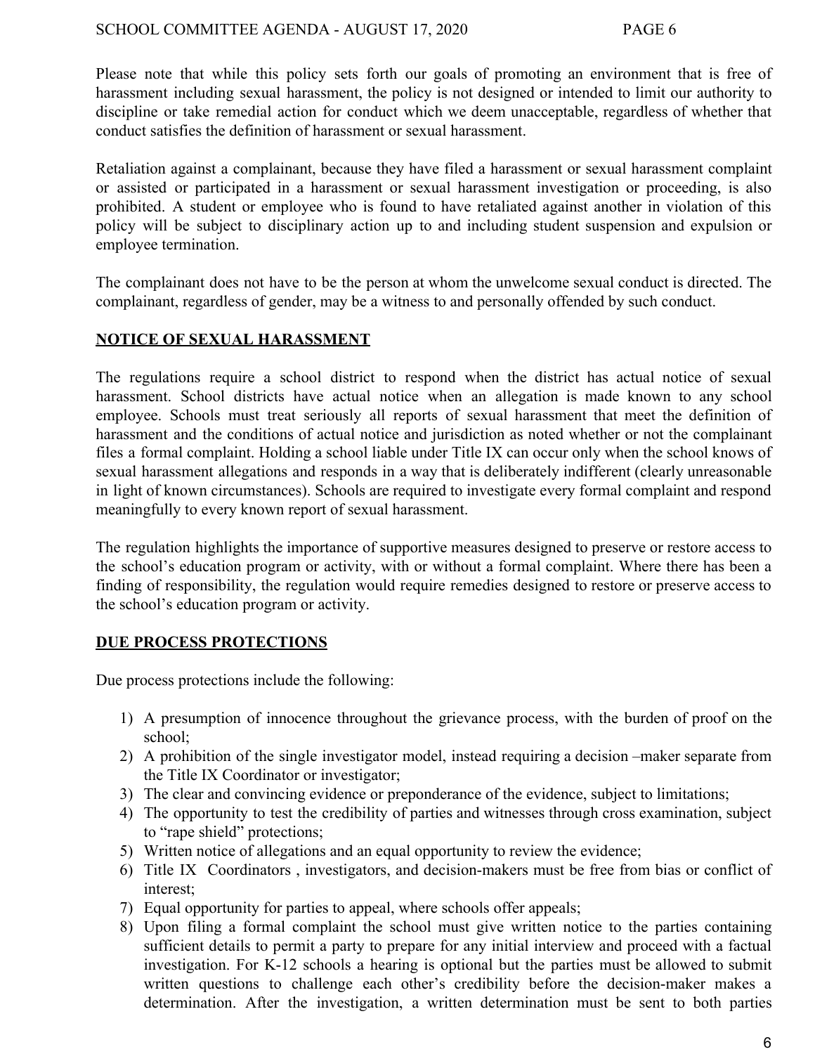Please note that while this policy sets forth our goals of promoting an environment that is free of harassment including sexual harassment, the policy is not designed or intended to limit our authority to discipline or take remedial action for conduct which we deem unacceptable, regardless of whether that conduct satisfies the definition of harassment or sexual harassment.

Retaliation against a complainant, because they have filed a harassment or sexual harassment complaint or assisted or participated in a harassment or sexual harassment investigation or proceeding, is also prohibited. A student or employee who is found to have retaliated against another in violation of this policy will be subject to disciplinary action up to and including student suspension and expulsion or employee termination.

The complainant does not have to be the person at whom the unwelcome sexual conduct is directed. The complainant, regardless of gender, may be a witness to and personally offended by such conduct.

**NOTICE OF SEXUAL HARASSMENT**

The regulations require a school district to respond when the district has actual notice of sexual harassment. School districts have actual notice when an allegation is made known to any school employee. Schools must treat seriously all reports of sexual harassment that meet the definition of harassment and the conditions of actual notice and jurisdiction as noted whether or not the complainant files a formal complaint. Holding a school liable under Title IX can occur only when the school knows of sexual harassment allegations and responds in a way that is deliberately indifferent (clearly unreasonable in light of known circumstances). Schools are required to investigate every formal complaint and respond meaningfully to every known report of sexual harassment.

The regulation highlights the importance of supportive measures designed to preserve or restore access to the school's education program or activity, with or without a formal complaint. Where there has been a finding of responsibility, the regulation would require remedies designed to restore or preserve access to the school's education program or activity.

**DUE PROCESS PROTECTIONS**

Due process protections include the following:

1) A presumption of innocence throughout the grievance process, with the burden of proof on the school;
2) A prohibition of the single investigator model, instead requiring a decision –maker separate from the Title IX Coordinator or investigator;
3) The clear and convincing evidence or preponderance of the evidence, subject to limitations;
4) The opportunity to test the credibility of parties and witnesses through cross examination, subject to "rape shield" protections;
5) Written notice of allegations and an equal opportunity to review the evidence;
6) Title IX Coordinators , investigators, and decision-makers must be free from bias or conflict of interest;
7) Equal opportunity for parties to appeal, where schools offer appeals;
8) Upon filing a formal complaint the school must give written notice to the parties containing sufficient details to permit a party to prepare for any initial interview and proceed with a factual investigation. For K-12 schools a hearing is optional but the parties must be allowed to submit written questions to challenge each other's credibility before the decision-maker makes a determination. After the investigation, a written determination must be sent to both parties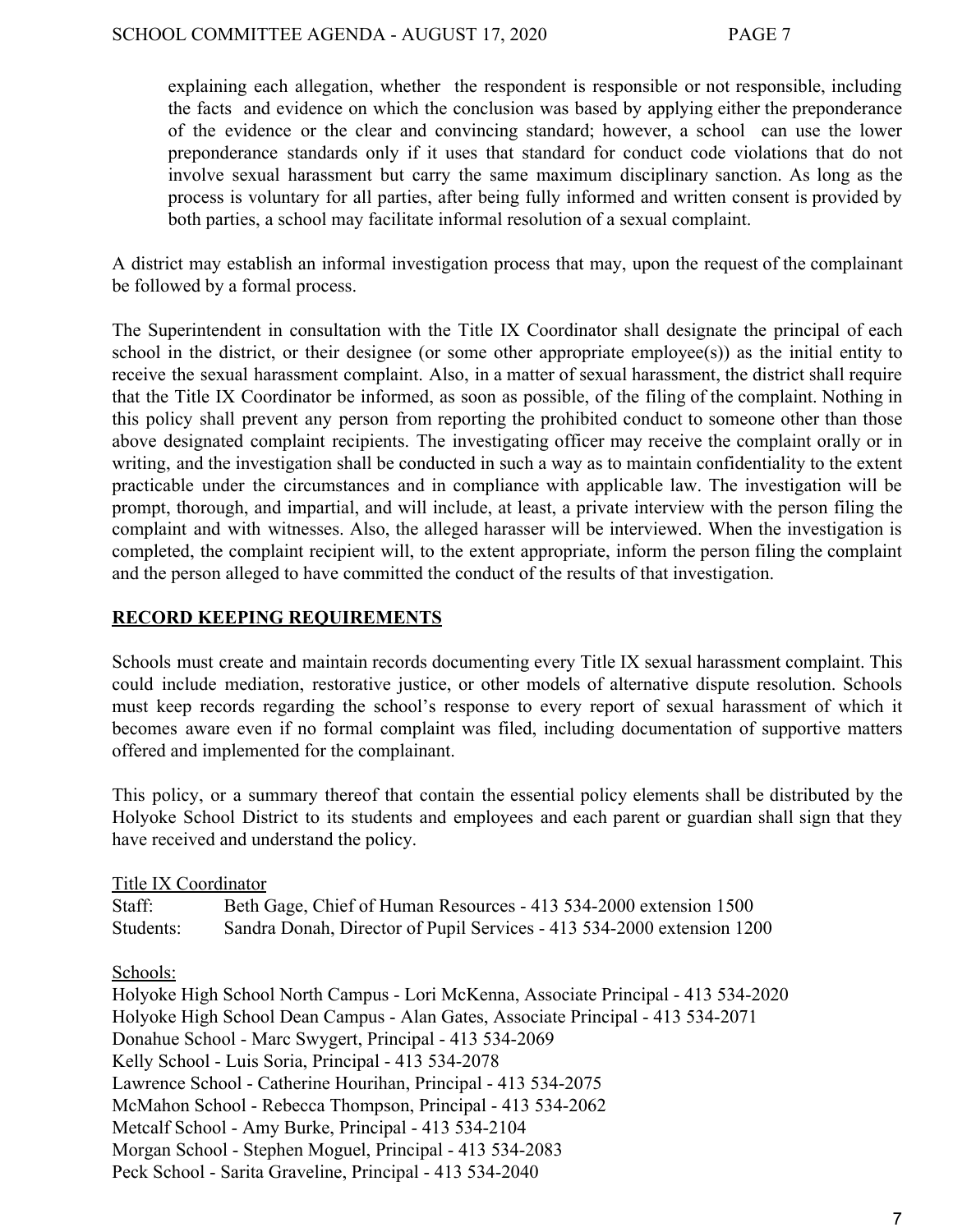explaining each allegation, whether the respondent is responsible or not responsible, including the facts and evidence on which the conclusion was based by applying either the preponderance of the evidence or the clear and convincing standard; however, a school can use the lower preponderance standards only if it uses that standard for conduct code violations that do not involve sexual harassment but carry the same maximum disciplinary sanction. As long as the process is voluntary for all parties, after being fully informed and written consent is provided by both parties, a school may facilitate informal resolution of a sexual complaint.

A district may establish an informal investigation process that may, upon the request of the complainant be followed by a formal process.

The Superintendent in consultation with the Title IX Coordinator shall designate the principal of each school in the district, or their designee (or some other appropriate employee(s)) as the initial entity to receive the sexual harassment complaint. Also, in a matter of sexual harassment, the district shall require that the Title IX Coordinator be informed, as soon as possible, of the filing of the complaint. Nothing in this policy shall prevent any person from reporting the prohibited conduct to someone other than those above designated complaint recipients. The investigating officer may receive the complaint orally or in writing, and the investigation shall be conducted in such a way as to maintain confidentiality to the extent practicable under the circumstances and in compliance with applicable law. The investigation will be prompt, thorough, and impartial, and will include, at least, a private interview with the person filing the complaint and with witnesses. Also, the alleged harasser will be interviewed. When the investigation is completed, the complaint recipient will, to the extent appropriate, inform the person filing the complaint and the person alleged to have committed the conduct of the results of that investigation.

## RECORD KEEPING REQUIREMENTS

Schools must create and maintain records documenting every Title IX sexual harassment complaint. This could include mediation, restorative justice, or other models of alternative dispute resolution. Schools must keep records regarding the school's response to every report of sexual harassment of which it becomes aware even if no formal complaint was filed, including documentation of supportive matters offered and implemented for the complainant.

This policy, or a summary thereof that contain the essential policy elements shall be distributed by the Holyoke School District to its students and employees and each parent or guardian shall sign that they have received and understand the policy.

Title IX Coordinator

Staff: Beth Gage, Chief of Human Resources - 413 534-2000 extension 1500

Students: Sandra Donah, Director of Pupil Services - 413 534-2000 extension 1200

Schools:

Holyoke High School North Campus - Lori McKenna, Associate Principal - 413 534-2020
Holyoke High School Dean Campus - Alan Gates, Associate Principal - 413 534-2071
Donahue School - Marc Swygert, Principal - 413 534-2069
Kelly School - Luis Soria, Principal - 413 534-2078
Lawrence School - Catherine Hourihan, Principal - 413 534-2075
McMahon School - Rebecca Thompson, Principal - 413 534-2062
Metcalf School - Amy Burke, Principal - 413 534-2104
Morgan School - Stephen Moguel, Principal - 413 534-2083
Peck School - Sarita Graveline, Principal - 413 534-2040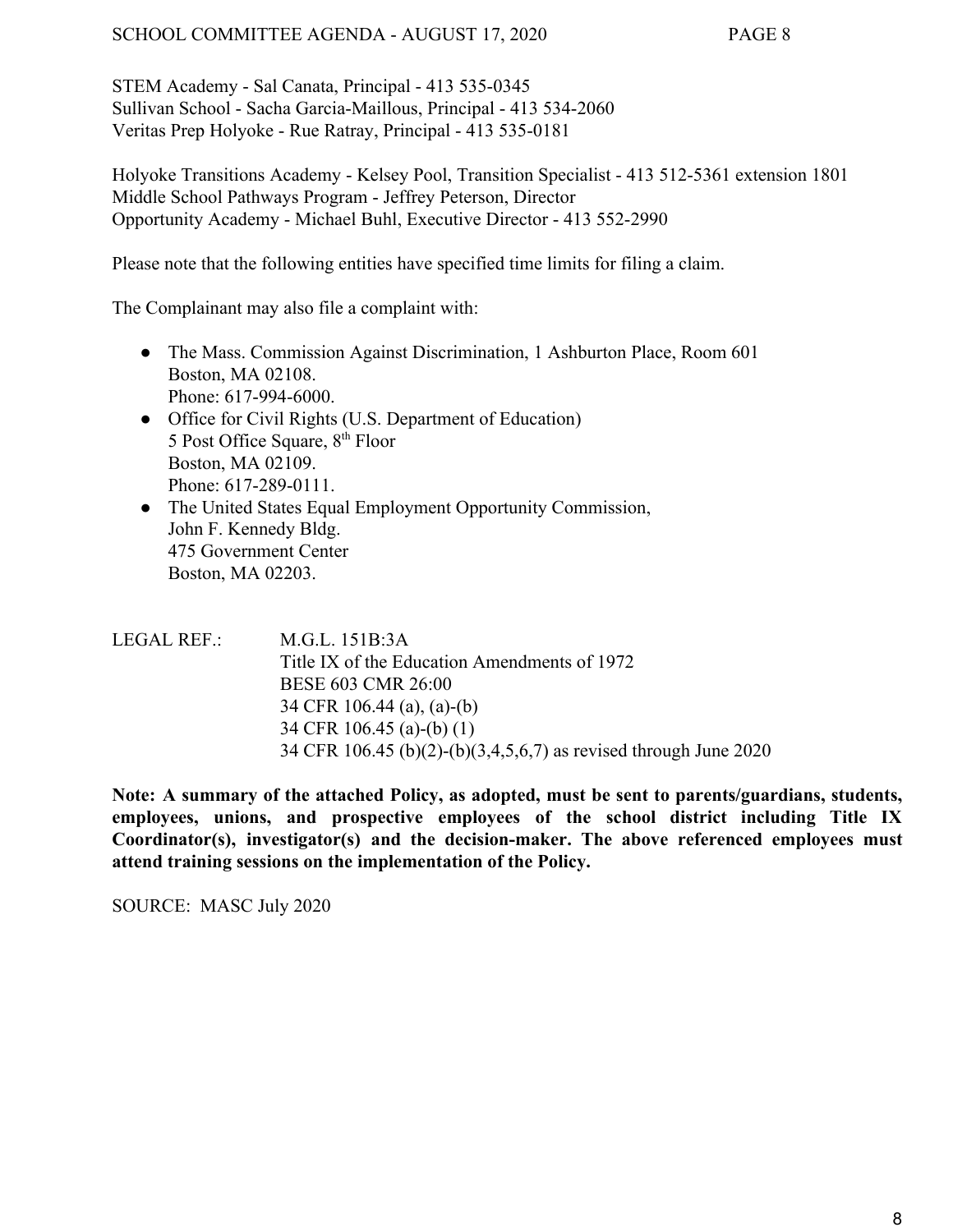STEM Academy - Sal Canata, Principal - 413 535-0345
Sullivan School - Sacha Garcia-Maillous, Principal - 413 534-2060
Veritas Prep Holyoke - Rue Ratray, Principal - 413 535-0181

Holyoke Transitions Academy - Kelsey Pool, Transition Specialist - 413 512-5361 extension 1801
Middle School Pathways Program - Jeffrey Peterson, Director
Opportunity Academy - Michael Buhl, Executive Director - 413 552-2990

Please note that the following entities have specified time limits for filing a claim.

The Complainant may also file a complaint with:

- The Mass. Commission Against Discrimination, 1 Ashburton Place, Room 601
  Boston, MA 02108.
  Phone: 617-994-6000.
- Office for Civil Rights (U.S. Department of Education)
  5 Post Office Square, 8th Floor
  Boston, MA 02109.
  Phone: 617-289-0111.
- The United States Equal Employment Opportunity Commission,
  John F. Kennedy Bldg.
  475 Government Center
  Boston, MA 02203.

LEGAL REF.: M.G.L. 151B:3A
Title IX of the Education Amendments of 1972
BESE 603 CMR 26:00
34 CFR 106.44 (a), (a)-(b)
34 CFR 106.45 (a)-(b) (1)
34 CFR 106.45 (b)(2)-(b)(3,4,5,6,7) as revised through June 2020

**Note: A summary of the attached Policy, as adopted, must be sent to parents/guardians, students, employees, unions, and prospective employees of the school district including Title IX Coordinator(s), investigator(s) and the decision-maker. The above referenced employees must attend training sessions on the implementation of the Policy.**

SOURCE: MASC July 2020